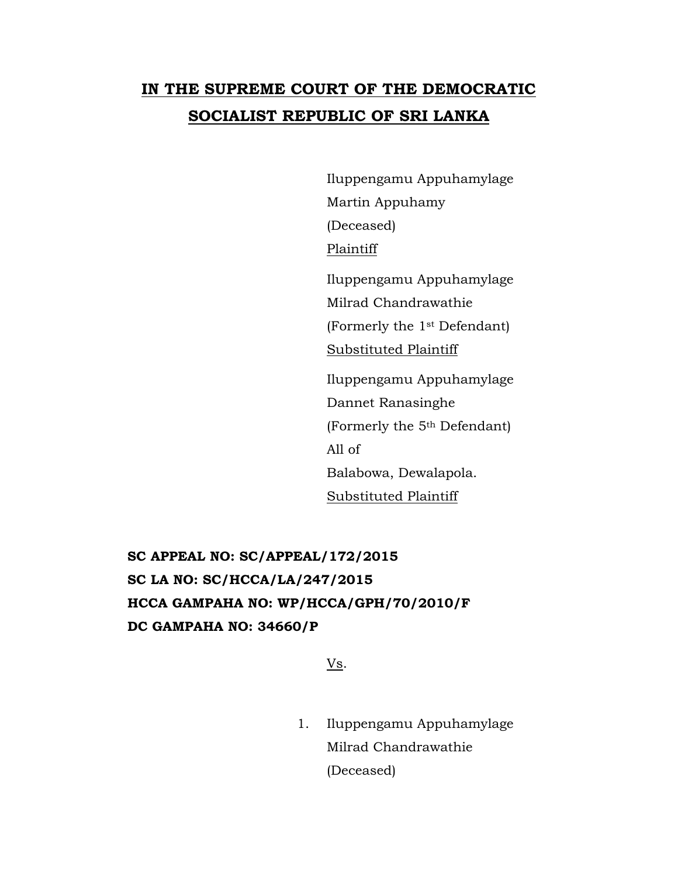**IN THE SUPREME COURT OF THE DEMOCRATIC SOCIALIST REPUBLIC OF SRI LANKA**

Iluppengamu Appuhamylage
Martin Appuhamy
(Deceased)
Plaintiff

Iluppengamu Appuhamylage
Milrad Chandrawathie
(Formerly the 1st Defendant)
Substituted Plaintiff

Iluppengamu Appuhamylage
Dannet Ranasinghe
(Formerly the 5th Defendant)
All of
Balabowa, Dewalapola.
Substituted Plaintiff

**SC APPEAL NO: SC/APPEAL/172/2015**
**SC LA NO: SC/HCCA/LA/247/2015**
**HCCA GAMPAHA NO: WP/HCCA/GPH/70/2010/F**
**DC GAMPAHA NO: 34660/P**

Vs.

1. Iluppengamu Appuhamylage
   Milrad Chandrawathie
   (Deceased)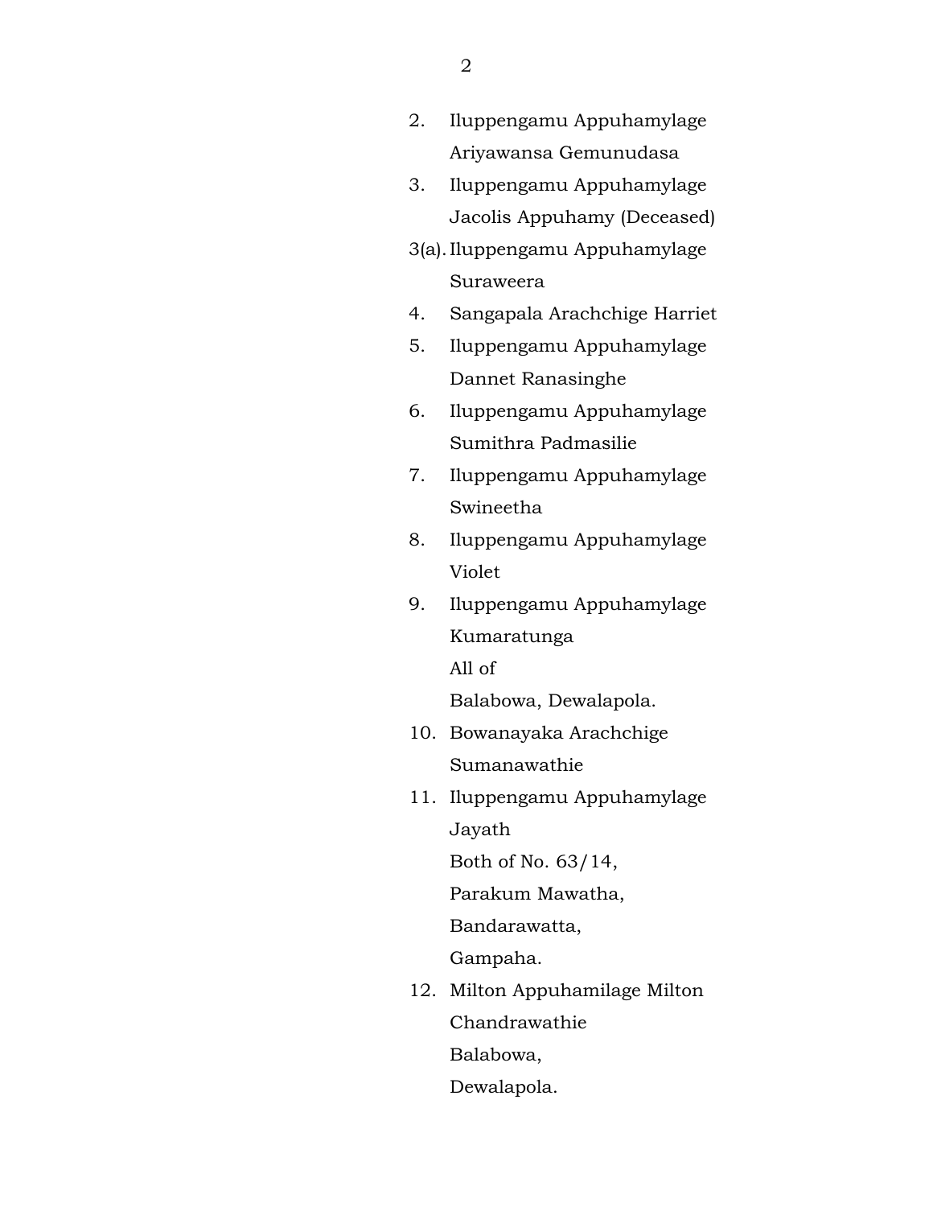2. Iluppengamu Appuhamylage
   Ariyawansa Gemunudasa
3. Iluppengamu Appuhamylage
   Jacolis Appuhamy (Deceased)

3(a). Iluppengamu Appuhamylage
   Suraweera

4. Sangapala Arachchige Harriet
5. Iluppengamu Appuhamylage
   Dannet Ranasinghe
6. Iluppengamu Appuhamylage
   Sumithra Padmasilie
7. Iluppengamu Appuhamylage
   Swineetha
8. Iluppengamu Appuhamylage
   Violet
9. Iluppengamu Appuhamylage
   Kumaratunga
   All of
   Balabowa, Dewalapola.
10. Bowanayaka Arachchige
    Sumanawathie
11. Iluppengamu Appuhamylage
    Jayath
    Both of No. 63/14,
    Parakum Mawatha,
    Bandarawatta,
    Gampaha.
12. Milton Appuhamilage Milton
    Chandrawathie
    Balabowa,
    Dewalapola.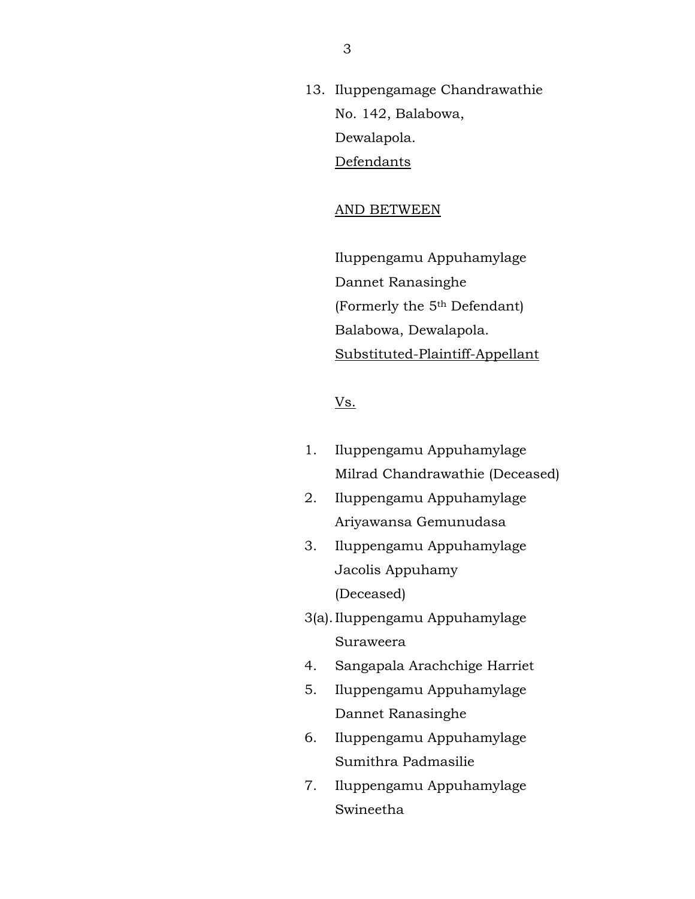13. Iluppengamage Chandrawathie
    No. 142, Balabowa,
    Dewalapola.
    Defendants

AND BETWEEN

Iluppengamu Appuhamylage
Dannet Ranasinghe
(Formerly the 5th Defendant)
Balabowa, Dewalapola.
Substituted-Plaintiff-Appellant

Vs.

1. Iluppengamu Appuhamylage
   Milrad Chandrawathie (Deceased)
2. Iluppengamu Appuhamylage
   Ariyawansa Gemunudasa
3. Iluppengamu Appuhamylage
   Jacolis Appuhamy
   (Deceased)

3(a). Iluppengamu Appuhamylage
   Suraweera

4. Sangapala Arachchige Harriet
5. Iluppengamu Appuhamylage
   Dannet Ranasinghe
6. Iluppengamu Appuhamylage
   Sumithra Padmasilie
7. Iluppengamu Appuhamylage
   Swineetha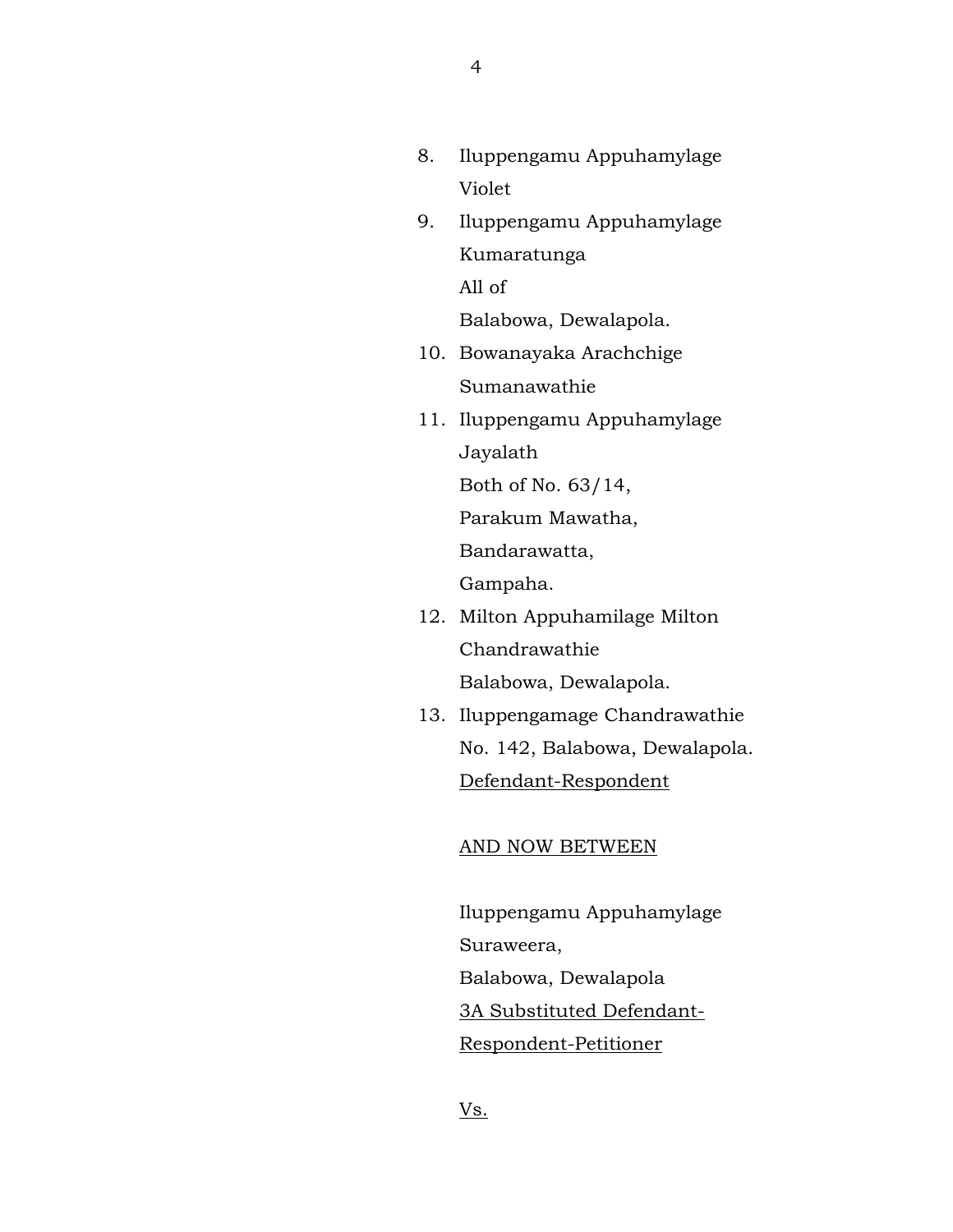8. Iluppengamu Appuhamylage
   Violet
9. Iluppengamu Appuhamylage
   Kumaratunga
   All of
   Balabowa, Dewalapola.
10. Bowanayaka Arachchige
    Sumanawathie
11. Iluppengamu Appuhamylage
    Jayalath
    Both of No. 63/14,
    Parakum Mawatha,
    Bandarawatta,
    Gampaha.
12. Milton Appuhamilage Milton
    Chandrawathie
    Balabowa, Dewalapola.
13. Iluppengamage Chandrawathie
    No. 142, Balabowa, Dewalapola.
    <u>Defendant-Respondent</u>

<u>AND NOW BETWEEN</u>

Iluppengamu Appuhamylage
Suraweera,
Balabowa, Dewalapola
<u>3A Substituted Defendant-Respondent-Petitioner</u>

<u>Vs.</u>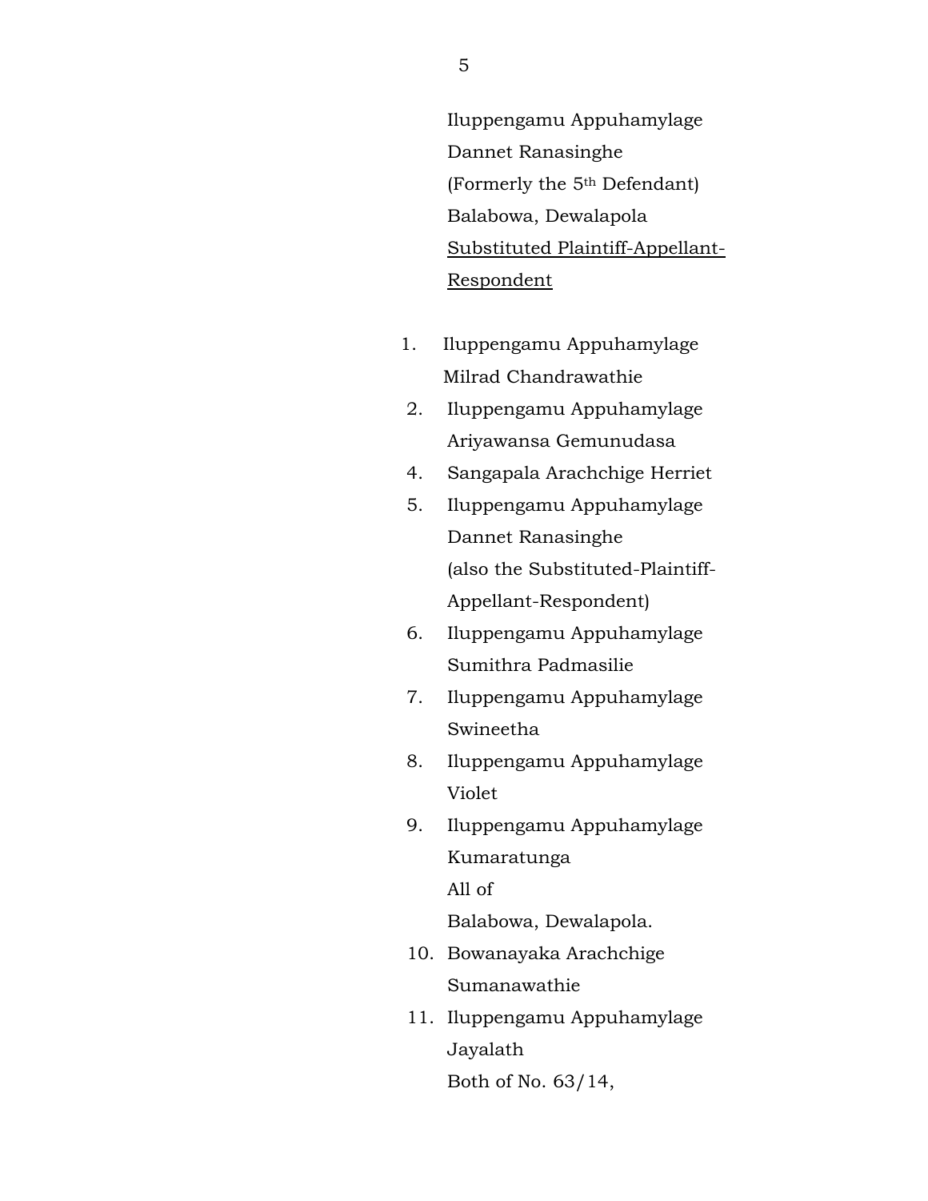Iluppengamu Appuhamylage
Dannet Ranasinghe
(Formerly the 5th Defendant)
Balabowa, Dewalapola
<u>Substituted Plaintiff-Appellant-Respondent</u>

1. Iluppengamu Appuhamylage
   Milrad Chandrawathie
2. Iluppengamu Appuhamylage
   Ariyawansa Gemunudasa
4. Sangapala Arachchige Herriet
5. Iluppengamu Appuhamylage
   Dannet Ranasinghe
   (also the Substituted-Plaintiff-Appellant-Respondent)
6. Iluppengamu Appuhamylage
   Sumithra Padmasilie
7. Iluppengamu Appuhamylage
   Swineetha
8. Iluppengamu Appuhamylage
   Violet
9. Iluppengamu Appuhamylage
   Kumaratunga
   All of
   Balabowa, Dewalapola.
10. Bowanayaka Arachchige
    Sumanawathie
11. Iluppengamu Appuhamylage
    Jayalath
    Both of No. 63/14,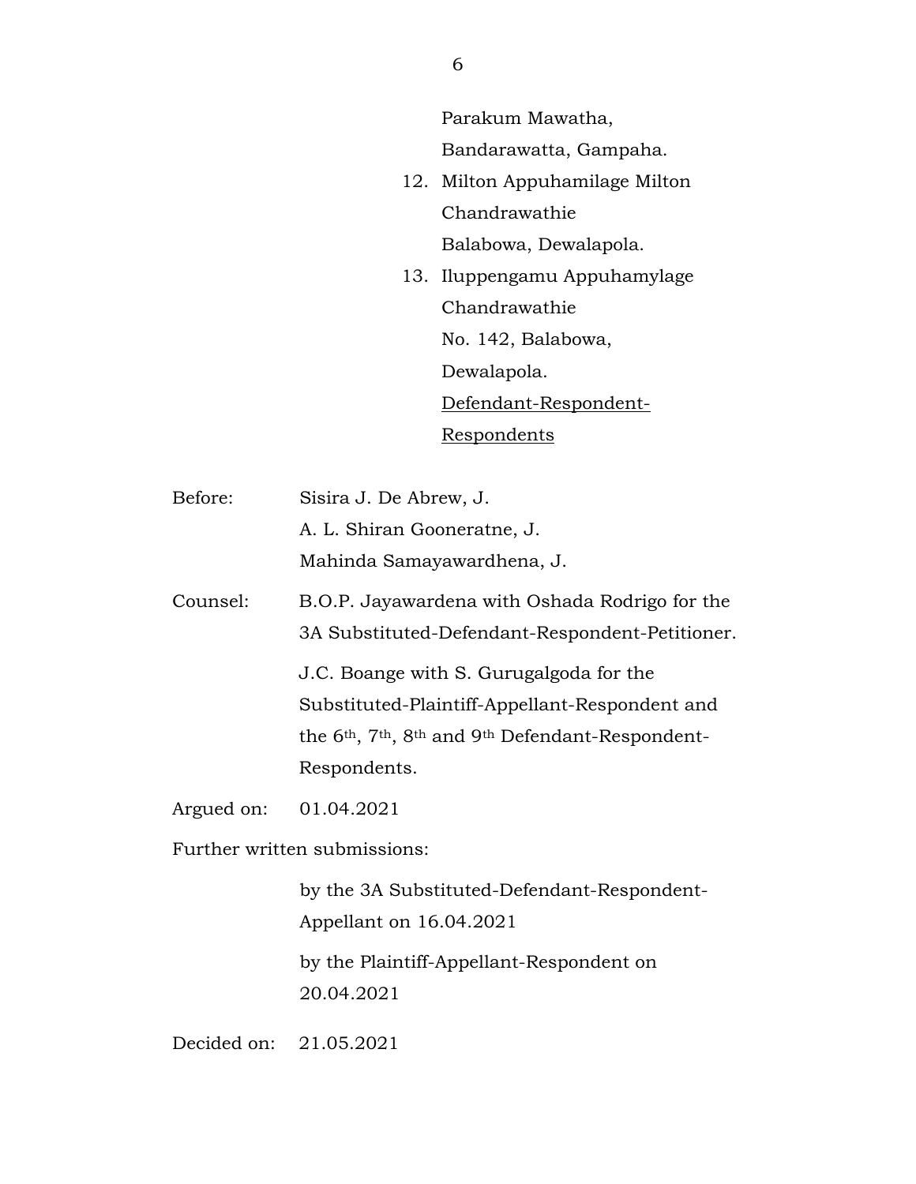Parakum Mawatha,
Bandarawatta, Gampaha.

12. Milton Appuhamilage Milton
    Chandrawathie
    Balabowa, Dewalapola.

13. Iluppengamu Appuhamylage
    Chandrawathie
    No. 142, Balabowa,
    Dewalapola.

<u>Defendant-Respondent-Respondents</u>

Before: Sisira J. De Abrew, J.
A. L. Shiran Gooneratne, J.
Mahinda Samayawardhena, J.

Counsel: B.O.P. Jayawardena with Oshada Rodrigo for the 3A Substituted-Defendant-Respondent-Petitioner.

J.C. Boange with S. Gurugalgoda for the Substituted-Plaintiff-Appellant-Respondent and the 6th, 7th, 8th and 9th Defendant-Respondent-Respondents.

Argued on: 01.04.2021

Further written submissions:

by the 3A Substituted-Defendant-Respondent-Appellant on 16.04.2021

by the Plaintiff-Appellant-Respondent on 20.04.2021

Decided on: 21.05.2021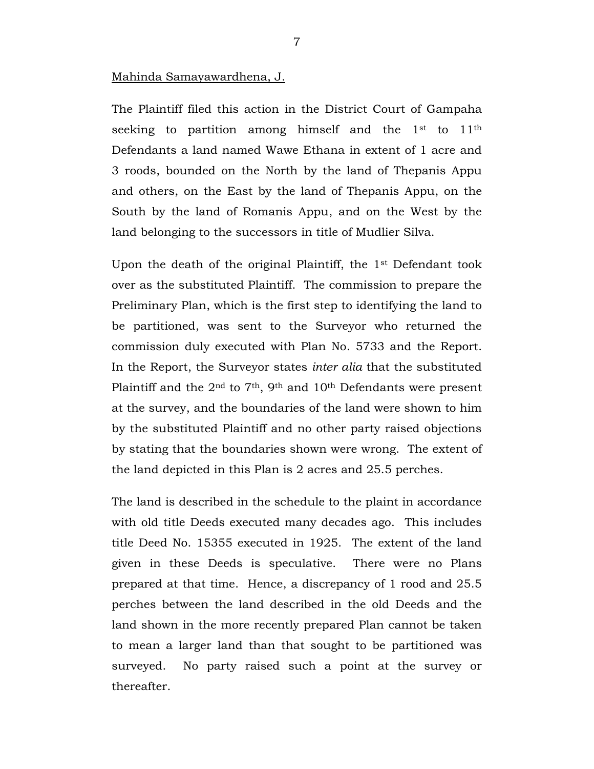Mahinda Samayawardhena, J.

The Plaintiff filed this action in the District Court of Gampaha seeking to partition among himself and the 1st to 11th Defendants a land named Wawe Ethana in extent of 1 acre and 3 roods, bounded on the North by the land of Thepanis Appu and others, on the East by the land of Thepanis Appu, on the South by the land of Romanis Appu, and on the West by the land belonging to the successors in title of Mudlier Silva.

Upon the death of the original Plaintiff, the 1st Defendant took over as the substituted Plaintiff. The commission to prepare the Preliminary Plan, which is the first step to identifying the land to be partitioned, was sent to the Surveyor who returned the commission duly executed with Plan No. 5733 and the Report. In the Report, the Surveyor states *inter alia* that the substituted Plaintiff and the 2nd to 7th, 9th and 10th Defendants were present at the survey, and the boundaries of the land were shown to him by the substituted Plaintiff and no other party raised objections by stating that the boundaries shown were wrong. The extent of the land depicted in this Plan is 2 acres and 25.5 perches.

The land is described in the schedule to the plaint in accordance with old title Deeds executed many decades ago. This includes title Deed No. 15355 executed in 1925. The extent of the land given in these Deeds is speculative. There were no Plans prepared at that time. Hence, a discrepancy of 1 rood and 25.5 perches between the land described in the old Deeds and the land shown in the more recently prepared Plan cannot be taken to mean a larger land than that sought to be partitioned was surveyed. No party raised such a point at the survey or thereafter.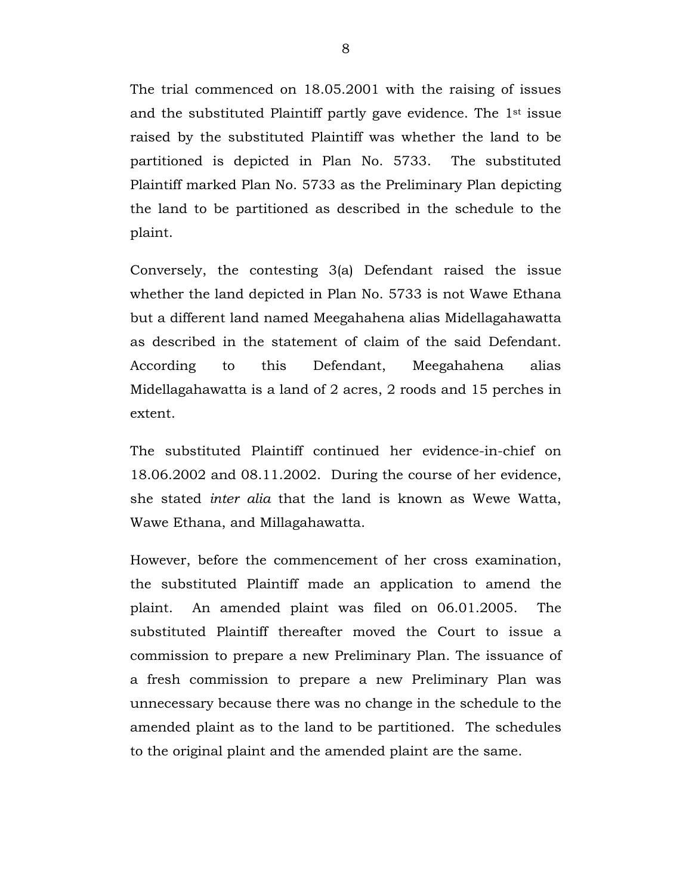The trial commenced on 18.05.2001 with the raising of issues and the substituted Plaintiff partly gave evidence. The 1st issue raised by the substituted Plaintiff was whether the land to be partitioned is depicted in Plan No. 5733. The substituted Plaintiff marked Plan No. 5733 as the Preliminary Plan depicting the land to be partitioned as described in the schedule to the plaint.

Conversely, the contesting 3(a) Defendant raised the issue whether the land depicted in Plan No. 5733 is not Wawe Ethana but a different land named Meegahahena alias Midellagahawatta as described in the statement of claim of the said Defendant. According to this Defendant, Meegahahena alias Midellagahawatta is a land of 2 acres, 2 roods and 15 perches in extent.

The substituted Plaintiff continued her evidence-in-chief on 18.06.2002 and 08.11.2002. During the course of her evidence, she stated *inter alia* that the land is known as Wewe Watta, Wawe Ethana, and Millagahawatta.

However, before the commencement of her cross examination, the substituted Plaintiff made an application to amend the plaint. An amended plaint was filed on 06.01.2005. The substituted Plaintiff thereafter moved the Court to issue a commission to prepare a new Preliminary Plan. The issuance of a fresh commission to prepare a new Preliminary Plan was unnecessary because there was no change in the schedule to the amended plaint as to the land to be partitioned. The schedules to the original plaint and the amended plaint are the same.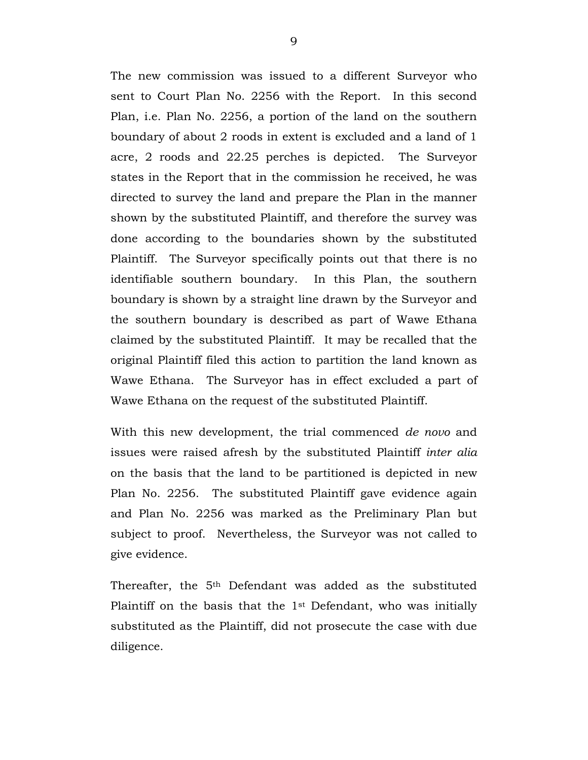The new commission was issued to a different Surveyor who sent to Court Plan No. 2256 with the Report. In this second Plan, i.e. Plan No. 2256, a portion of the land on the southern boundary of about 2 roods in extent is excluded and a land of 1 acre, 2 roods and 22.25 perches is depicted. The Surveyor states in the Report that in the commission he received, he was directed to survey the land and prepare the Plan in the manner shown by the substituted Plaintiff, and therefore the survey was done according to the boundaries shown by the substituted Plaintiff. The Surveyor specifically points out that there is no identifiable southern boundary. In this Plan, the southern boundary is shown by a straight line drawn by the Surveyor and the southern boundary is described as part of Wawe Ethana claimed by the substituted Plaintiff. It may be recalled that the original Plaintiff filed this action to partition the land known as Wawe Ethana. The Surveyor has in effect excluded a part of Wawe Ethana on the request of the substituted Plaintiff.

With this new development, the trial commenced *de novo* and issues were raised afresh by the substituted Plaintiff *inter alia* on the basis that the land to be partitioned is depicted in new Plan No. 2256. The substituted Plaintiff gave evidence again and Plan No. 2256 was marked as the Preliminary Plan but subject to proof. Nevertheless, the Surveyor was not called to give evidence.

Thereafter, the 5th Defendant was added as the substituted Plaintiff on the basis that the 1st Defendant, who was initially substituted as the Plaintiff, did not prosecute the case with due diligence.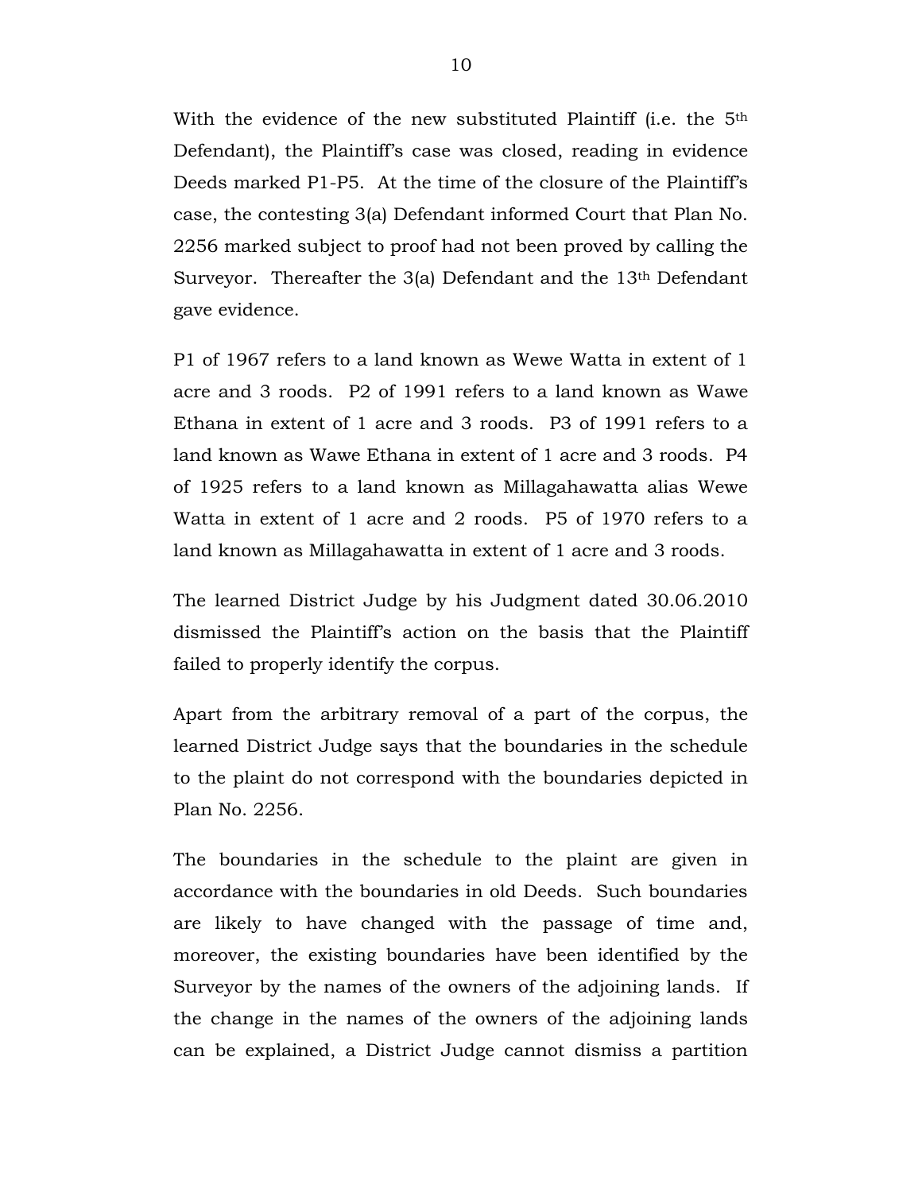With the evidence of the new substituted Plaintiff (i.e. the 5th Defendant), the Plaintiff's case was closed, reading in evidence Deeds marked P1-P5. At the time of the closure of the Plaintiff's case, the contesting 3(a) Defendant informed Court that Plan No. 2256 marked subject to proof had not been proved by calling the Surveyor. Thereafter the 3(a) Defendant and the 13th Defendant gave evidence.

P1 of 1967 refers to a land known as Wewe Watta in extent of 1 acre and 3 roods. P2 of 1991 refers to a land known as Wawe Ethana in extent of 1 acre and 3 roods. P3 of 1991 refers to a land known as Wawe Ethana in extent of 1 acre and 3 roods. P4 of 1925 refers to a land known as Millagahawatta alias Wewe Watta in extent of 1 acre and 2 roods. P5 of 1970 refers to a land known as Millagahawatta in extent of 1 acre and 3 roods.

The learned District Judge by his Judgment dated 30.06.2010 dismissed the Plaintiff's action on the basis that the Plaintiff failed to properly identify the corpus.

Apart from the arbitrary removal of a part of the corpus, the learned District Judge says that the boundaries in the schedule to the plaint do not correspond with the boundaries depicted in Plan No. 2256.

The boundaries in the schedule to the plaint are given in accordance with the boundaries in old Deeds. Such boundaries are likely to have changed with the passage of time and, moreover, the existing boundaries have been identified by the Surveyor by the names of the owners of the adjoining lands. If the change in the names of the owners of the adjoining lands can be explained, a District Judge cannot dismiss a partition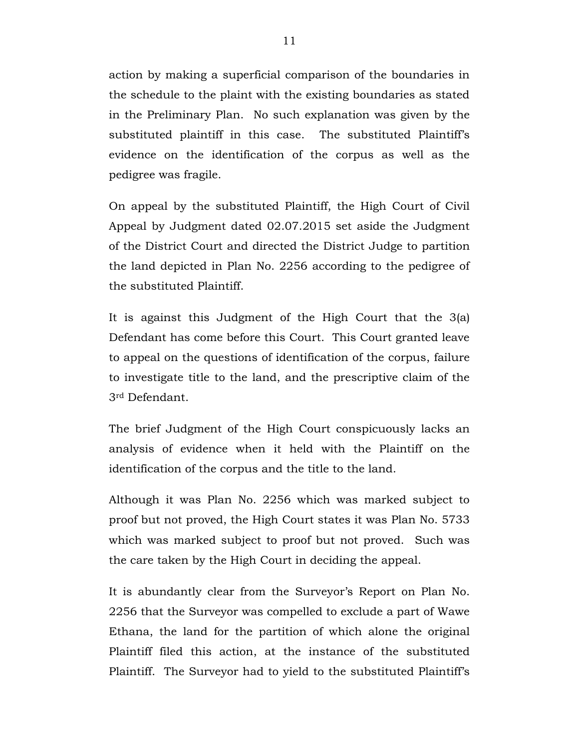action by making a superficial comparison of the boundaries in the schedule to the plaint with the existing boundaries as stated in the Preliminary Plan. No such explanation was given by the substituted plaintiff in this case. The substituted Plaintiff's evidence on the identification of the corpus as well as the pedigree was fragile.

On appeal by the substituted Plaintiff, the High Court of Civil Appeal by Judgment dated 02.07.2015 set aside the Judgment of the District Court and directed the District Judge to partition the land depicted in Plan No. 2256 according to the pedigree of the substituted Plaintiff.

It is against this Judgment of the High Court that the 3(a) Defendant has come before this Court. This Court granted leave to appeal on the questions of identification of the corpus, failure to investigate title to the land, and the prescriptive claim of the 3rd Defendant.

The brief Judgment of the High Court conspicuously lacks an analysis of evidence when it held with the Plaintiff on the identification of the corpus and the title to the land.

Although it was Plan No. 2256 which was marked subject to proof but not proved, the High Court states it was Plan No. 5733 which was marked subject to proof but not proved. Such was the care taken by the High Court in deciding the appeal.

It is abundantly clear from the Surveyor's Report on Plan No. 2256 that the Surveyor was compelled to exclude a part of Wawe Ethana, the land for the partition of which alone the original Plaintiff filed this action, at the instance of the substituted Plaintiff. The Surveyor had to yield to the substituted Plaintiff's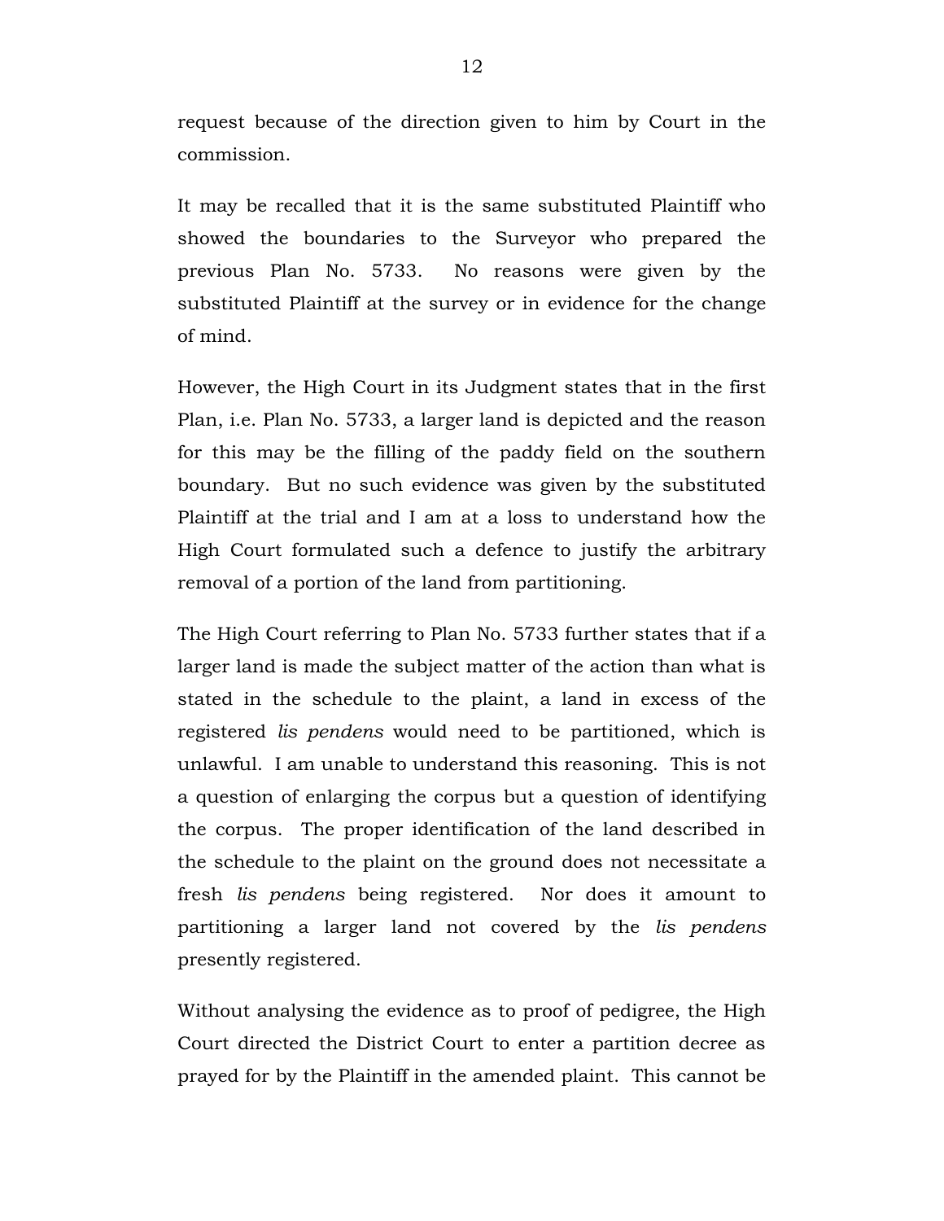request because of the direction given to him by Court in the commission.

It may be recalled that it is the same substituted Plaintiff who showed the boundaries to the Surveyor who prepared the previous Plan No. 5733. No reasons were given by the substituted Plaintiff at the survey or in evidence for the change of mind.

However, the High Court in its Judgment states that in the first Plan, i.e. Plan No. 5733, a larger land is depicted and the reason for this may be the filling of the paddy field on the southern boundary. But no such evidence was given by the substituted Plaintiff at the trial and I am at a loss to understand how the High Court formulated such a defence to justify the arbitrary removal of a portion of the land from partitioning.

The High Court referring to Plan No. 5733 further states that if a larger land is made the subject matter of the action than what is stated in the schedule to the plaint, a land in excess of the registered *lis pendens* would need to be partitioned, which is unlawful. I am unable to understand this reasoning. This is not a question of enlarging the corpus but a question of identifying the corpus. The proper identification of the land described in the schedule to the plaint on the ground does not necessitate a fresh *lis pendens* being registered. Nor does it amount to partitioning a larger land not covered by the *lis pendens* presently registered.

Without analysing the evidence as to proof of pedigree, the High Court directed the District Court to enter a partition decree as prayed for by the Plaintiff in the amended plaint. This cannot be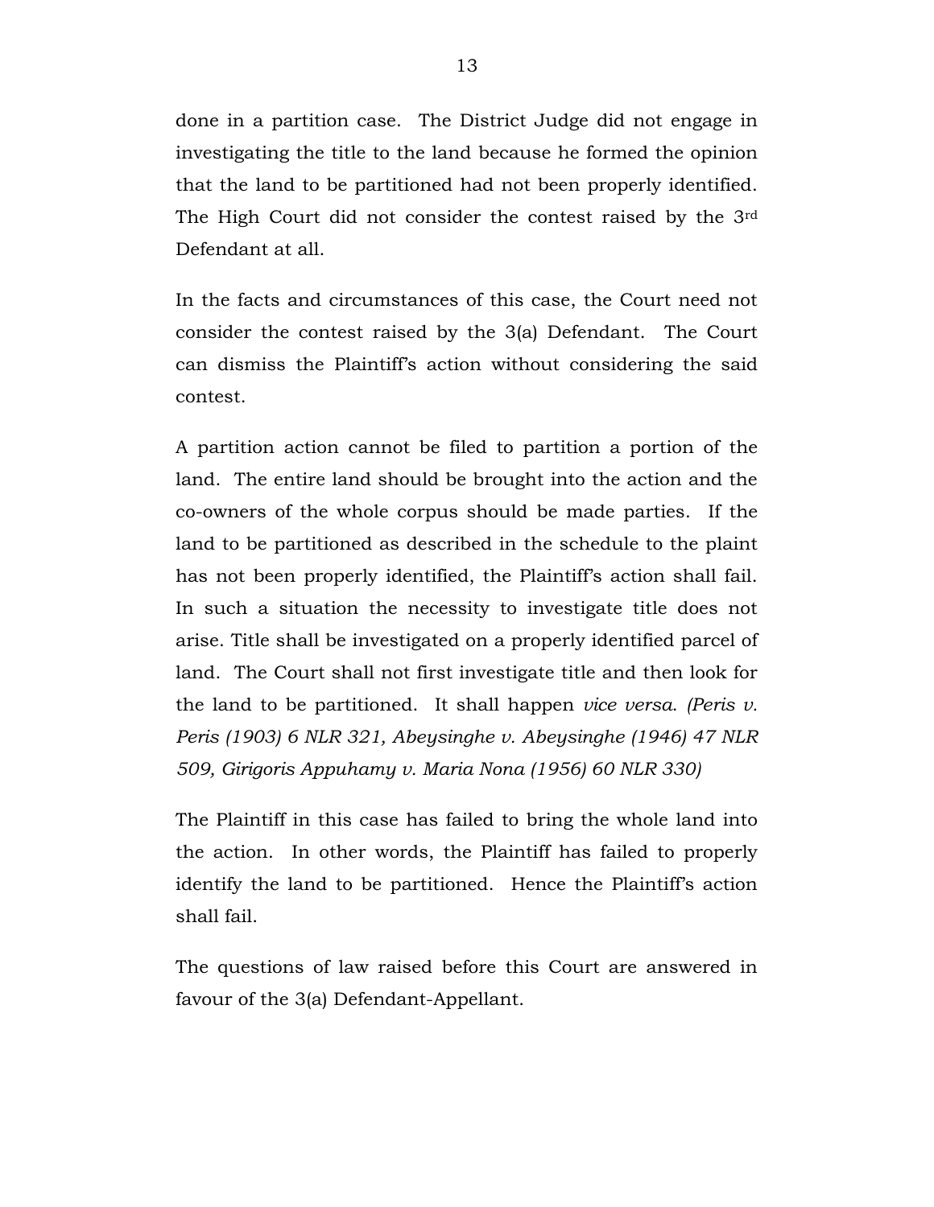done in a partition case. The District Judge did not engage in investigating the title to the land because he formed the opinion that the land to be partitioned had not been properly identified. The High Court did not consider the contest raised by the 3rd Defendant at all.

In the facts and circumstances of this case, the Court need not consider the contest raised by the 3(a) Defendant. The Court can dismiss the Plaintiff's action without considering the said contest.

A partition action cannot be filed to partition a portion of the land. The entire land should be brought into the action and the co-owners of the whole corpus should be made parties. If the land to be partitioned as described in the schedule to the plaint has not been properly identified, the Plaintiff's action shall fail. In such a situation the necessity to investigate title does not arise. Title shall be investigated on a properly identified parcel of land. The Court shall not first investigate title and then look for the land to be partitioned. It shall happen *vice versa. (Peris v. Peris (1903) 6 NLR 321, Abeysinghe v. Abeysinghe (1946) 47 NLR 509, Girigoris Appuhamy v. Maria Nona (1956) 60 NLR 330)*

The Plaintiff in this case has failed to bring the whole land into the action. In other words, the Plaintiff has failed to properly identify the land to be partitioned. Hence the Plaintiff's action shall fail.

The questions of law raised before this Court are answered in favour of the 3(a) Defendant-Appellant.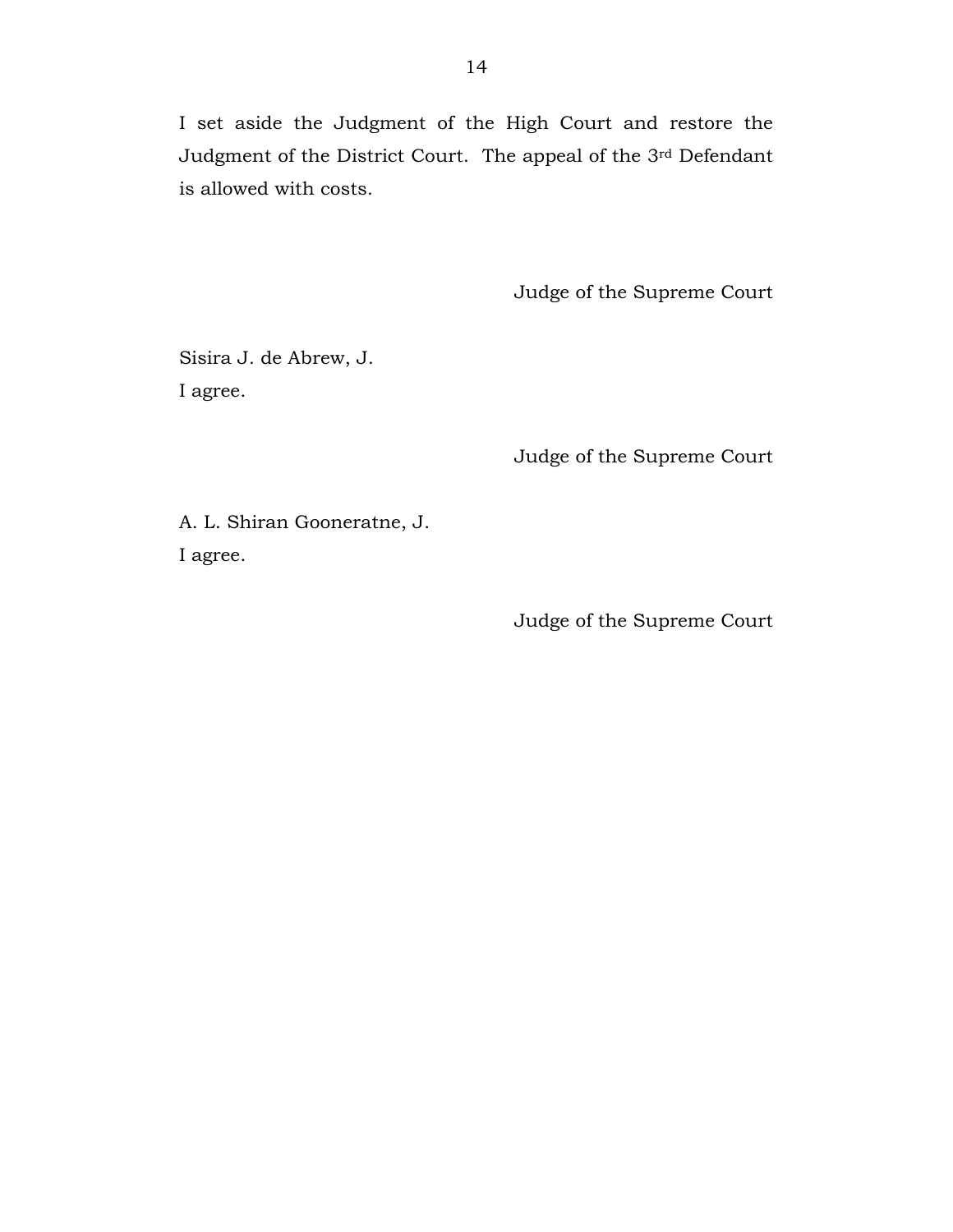I set aside the Judgment of the High Court and restore the Judgment of the District Court. The appeal of the 3rd Defendant is allowed with costs.

Judge of the Supreme Court

Sisira J. de Abrew, J.

I agree.

Judge of the Supreme Court

A. L. Shiran Gooneratne, J.

I agree.

Judge of the Supreme Court